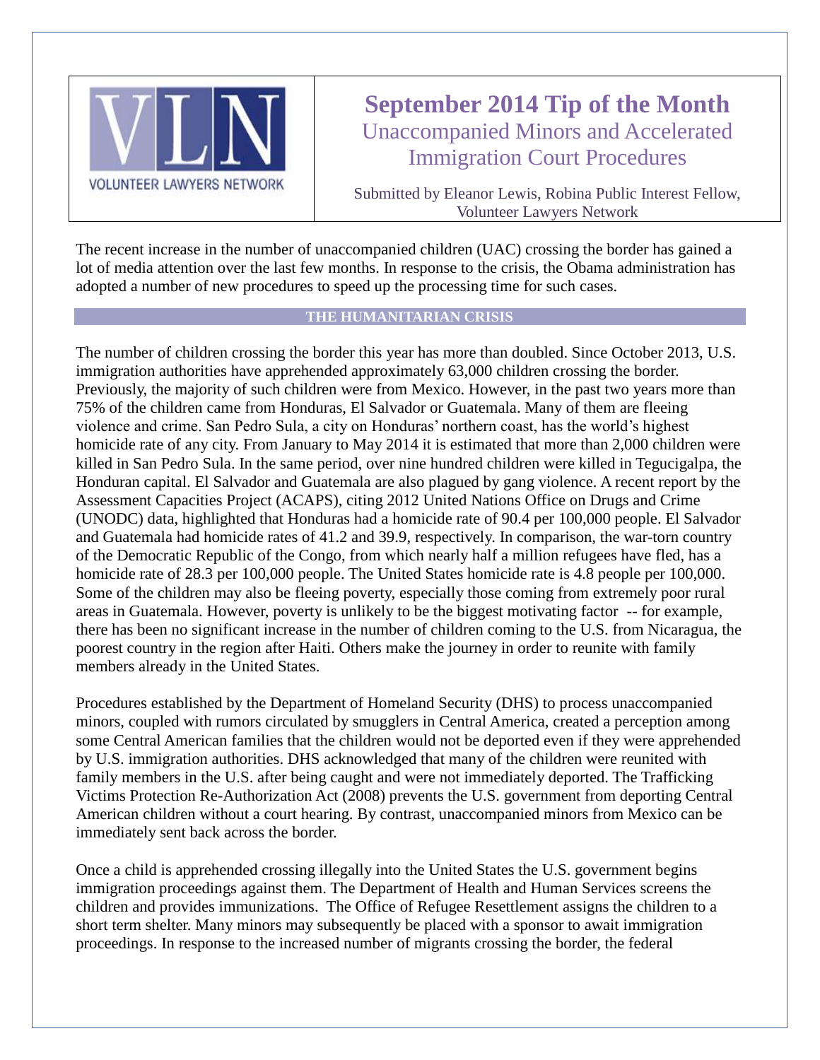VOLUNTEER LAWYERS NETWORK

# September 2014 Tip of the Month

## Unaccompanied Minors and Accelerated Immigration Court Procedures

Submitted by Eleanor Lewis, Robina Public Interest Fellow, Volunteer Lawyers Network

The recent increase in the number of unaccompanied children (UAC) crossing the border has gained a lot of media attention over the last few months. In response to the crisis, the Obama administration has adopted a number of new procedures to speed up the processing time for such cases.

### THE HUMANITARIAN CRISIS

The number of children crossing the border this year has more than doubled. Since October 2013, U.S. immigration authorities have apprehended approximately 63,000 children crossing the border. Previously, the majority of such children were from Mexico. However, in the past two years more than 75% of the children came from Honduras, El Salvador or Guatemala. Many of them are fleeing violence and crime. San Pedro Sula, a city on Honduras' northern coast, has the world's highest homicide rate of any city. From January to May 2014 it is estimated that more than 2,000 children were killed in San Pedro Sula. In the same period, over nine hundred children were killed in Tegucigalpa, the Honduran capital. El Salvador and Guatemala are also plagued by gang violence. A recent report by the Assessment Capacities Project (ACAPS), citing 2012 United Nations Office on Drugs and Crime (UNODC) data, highlighted that Honduras had a homicide rate of 90.4 per 100,000 people. El Salvador and Guatemala had homicide rates of 41.2 and 39.9, respectively. In comparison, the war-torn country of the Democratic Republic of the Congo, from which nearly half a million refugees have fled, has a homicide rate of 28.3 per 100,000 people. The United States homicide rate is 4.8 people per 100,000. Some of the children may also be fleeing poverty, especially those coming from extremely poor rural areas in Guatemala. However, poverty is unlikely to be the biggest motivating factor -- for example, there has been no significant increase in the number of children coming to the U.S. from Nicaragua, the poorest country in the region after Haiti. Others make the journey in order to reunite with family members already in the United States.

Procedures established by the Department of Homeland Security (DHS) to process unaccompanied minors, coupled with rumors circulated by smugglers in Central America, created a perception among some Central American families that the children would not be deported even if they were apprehended by U.S. immigration authorities. DHS acknowledged that many of the children were reunited with family members in the U.S. after being caught and were not immediately deported. The Trafficking Victims Protection Re-Authorization Act (2008) prevents the U.S. government from deporting Central American children without a court hearing. By contrast, unaccompanied minors from Mexico can be immediately sent back across the border.

Once a child is apprehended crossing illegally into the United States the U.S. government begins immigration proceedings against them. The Department of Health and Human Services screens the children and provides immunizations. The Office of Refugee Resettlement assigns the children to a short term shelter. Many minors may subsequently be placed with a sponsor to await immigration proceedings. In response to the increased number of migrants crossing the border, the federal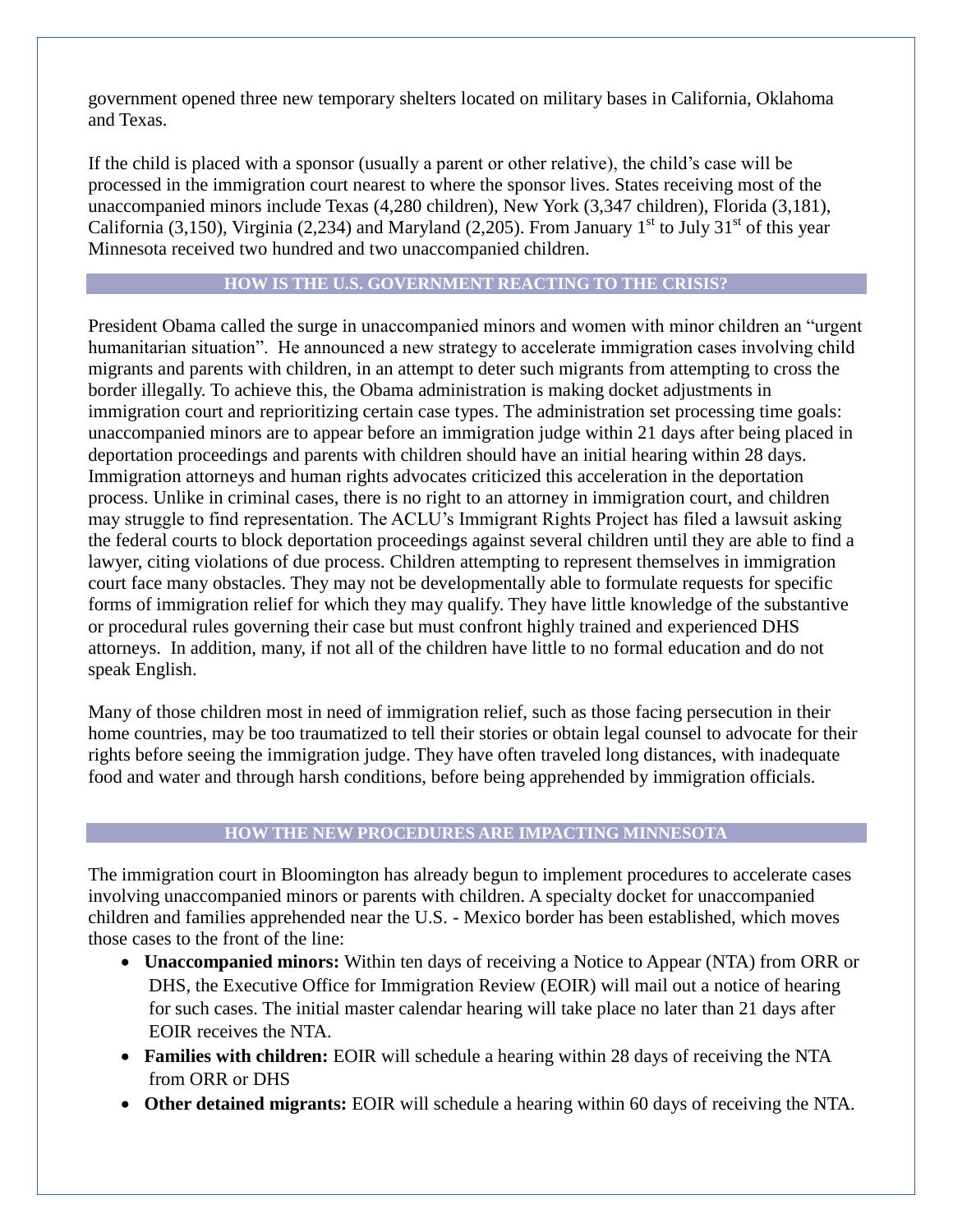government opened three new temporary shelters located on military bases in California, Oklahoma and Texas.

If the child is placed with a sponsor (usually a parent or other relative), the child's case will be processed in the immigration court nearest to where the sponsor lives. States receiving most of the unaccompanied minors include Texas (4,280 children), New York (3,347 children), Florida (3,181), California (3,150), Virginia (2,234) and Maryland (2,205). From January 1st to July 31st of this year Minnesota received two hundred and two unaccompanied children.

## HOW IS THE U.S. GOVERNMENT REACTING TO THE CRISIS?

President Obama called the surge in unaccompanied minors and women with minor children an "urgent humanitarian situation". He announced a new strategy to accelerate immigration cases involving child migrants and parents with children, in an attempt to deter such migrants from attempting to cross the border illegally. To achieve this, the Obama administration is making docket adjustments in immigration court and reprioritizing certain case types. The administration set processing time goals: unaccompanied minors are to appear before an immigration judge within 21 days after being placed in deportation proceedings and parents with children should have an initial hearing within 28 days. Immigration attorneys and human rights advocates criticized this acceleration in the deportation process. Unlike in criminal cases, there is no right to an attorney in immigration court, and children may struggle to find representation. The ACLU's Immigrant Rights Project has filed a lawsuit asking the federal courts to block deportation proceedings against several children until they are able to find a lawyer, citing violations of due process. Children attempting to represent themselves in immigration court face many obstacles. They may not be developmentally able to formulate requests for specific forms of immigration relief for which they may qualify. They have little knowledge of the substantive or procedural rules governing their case but must confront highly trained and experienced DHS attorneys. In addition, many, if not all of the children have little to no formal education and do not speak English.

Many of those children most in need of immigration relief, such as those facing persecution in their home countries, may be too traumatized to tell their stories or obtain legal counsel to advocate for their rights before seeing the immigration judge. They have often traveled long distances, with inadequate food and water and through harsh conditions, before being apprehended by immigration officials.

## HOW THE NEW PROCEDURES ARE IMPACTING MINNESOTA

The immigration court in Bloomington has already begun to implement procedures to accelerate cases involving unaccompanied minors or parents with children. A specialty docket for unaccompanied children and families apprehended near the U.S. - Mexico border has been established, which moves those cases to the front of the line:

- **Unaccompanied minors:** Within ten days of receiving a Notice to Appear (NTA) from ORR or DHS, the Executive Office for Immigration Review (EOIR) will mail out a notice of hearing for such cases. The initial master calendar hearing will take place no later than 21 days after EOIR receives the NTA.
- **Families with children:** EOIR will schedule a hearing within 28 days of receiving the NTA from ORR or DHS
- **Other detained migrants:** EOIR will schedule a hearing within 60 days of receiving the NTA.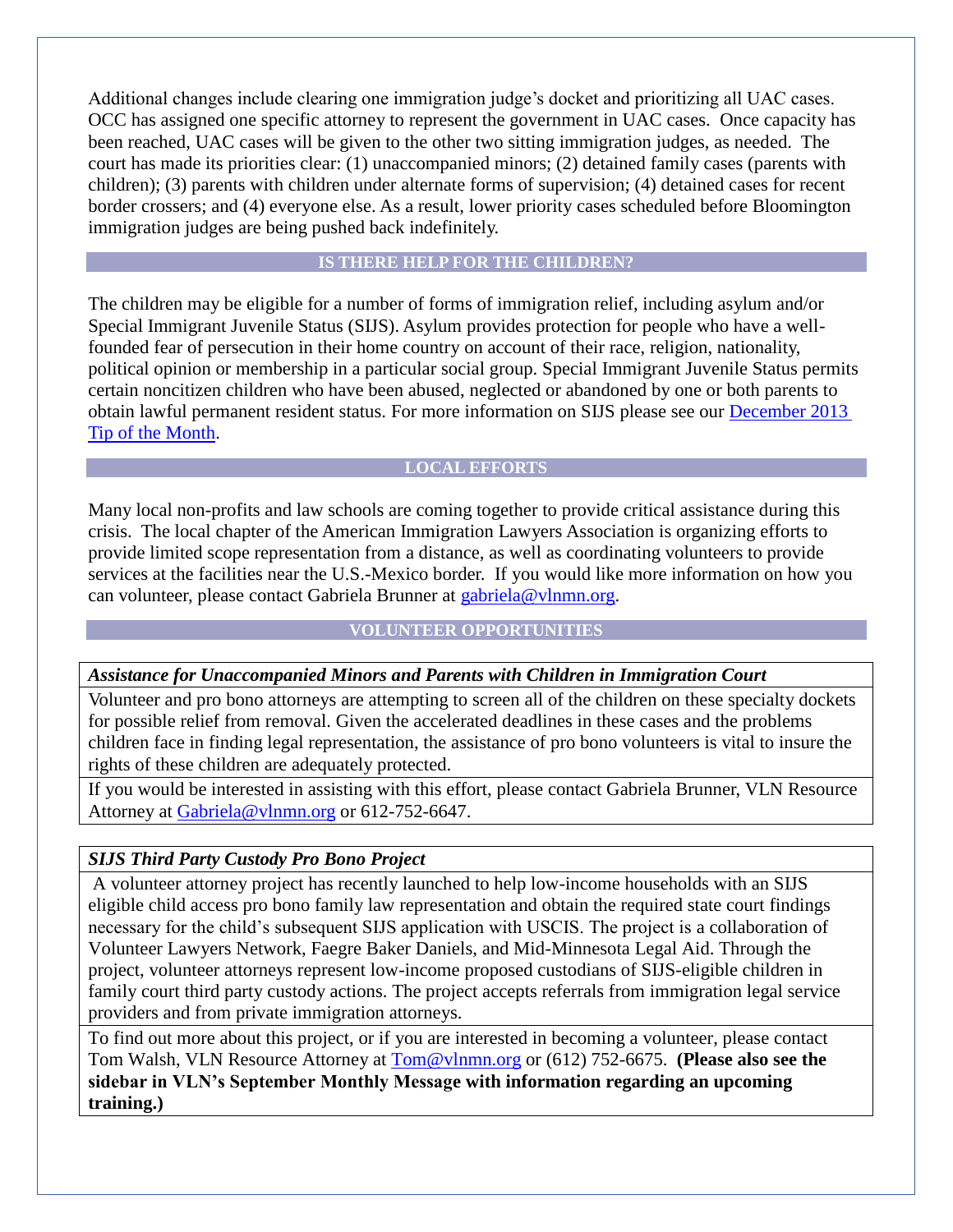Additional changes include clearing one immigration judge's docket and prioritizing all UAC cases. OCC has assigned one specific attorney to represent the government in UAC cases. Once capacity has been reached, UAC cases will be given to the other two sitting immigration judges, as needed. The court has made its priorities clear: (1) unaccompanied minors; (2) detained family cases (parents with children); (3) parents with children under alternate forms of supervision; (4) detained cases for recent border crossers; and (4) everyone else. As a result, lower priority cases scheduled before Bloomington immigration judges are being pushed back indefinitely.

## IS THERE HELP FOR THE CHILDREN?

The children may be eligible for a number of forms of immigration relief, including asylum and/or Special Immigrant Juvenile Status (SIJS). Asylum provides protection for people who have a well-founded fear of persecution in their home country on account of their race, religion, nationality, political opinion or membership in a particular social group. Special Immigrant Juvenile Status permits certain noncitizen children who have been abused, neglected or abandoned by one or both parents to obtain lawful permanent resident status. For more information on SIJS please see our December 2013 Tip of the Month.

## LOCAL EFFORTS

Many local non-profits and law schools are coming together to provide critical assistance during this crisis. The local chapter of the American Immigration Lawyers Association is organizing efforts to provide limited scope representation from a distance, as well as coordinating volunteers to provide services at the facilities near the U.S.-Mexico border. If you would like more information on how you can volunteer, please contact Gabriela Brunner at gabriela@vlnmn.org.

## VOLUNTEER OPPORTUNITIES

***Assistance for Unaccompanied Minors and Parents with Children in Immigration Court***

Volunteer and pro bono attorneys are attempting to screen all of the children on these specialty dockets for possible relief from removal. Given the accelerated deadlines in these cases and the problems children face in finding legal representation, the assistance of pro bono volunteers is vital to insure the rights of these children are adequately protected.

If you would be interested in assisting with this effort, please contact Gabriela Brunner, VLN Resource Attorney at Gabriela@vlnmn.org or 612-752-6647.

***SIJS Third Party Custody Pro Bono Project***

A volunteer attorney project has recently launched to help low-income households with an SIJS eligible child access pro bono family law representation and obtain the required state court findings necessary for the child's subsequent SIJS application with USCIS. The project is a collaboration of Volunteer Lawyers Network, Faegre Baker Daniels, and Mid-Minnesota Legal Aid. Through the project, volunteer attorneys represent low-income proposed custodians of SIJS-eligible children in family court third party custody actions. The project accepts referrals from immigration legal service providers and from private immigration attorneys.

To find out more about this project, or if you are interested in becoming a volunteer, please contact Tom Walsh, VLN Resource Attorney at Tom@vlnmn.org or (612) 752-6675. **(Please also see the sidebar in VLN's September Monthly Message with information regarding an upcoming training.)**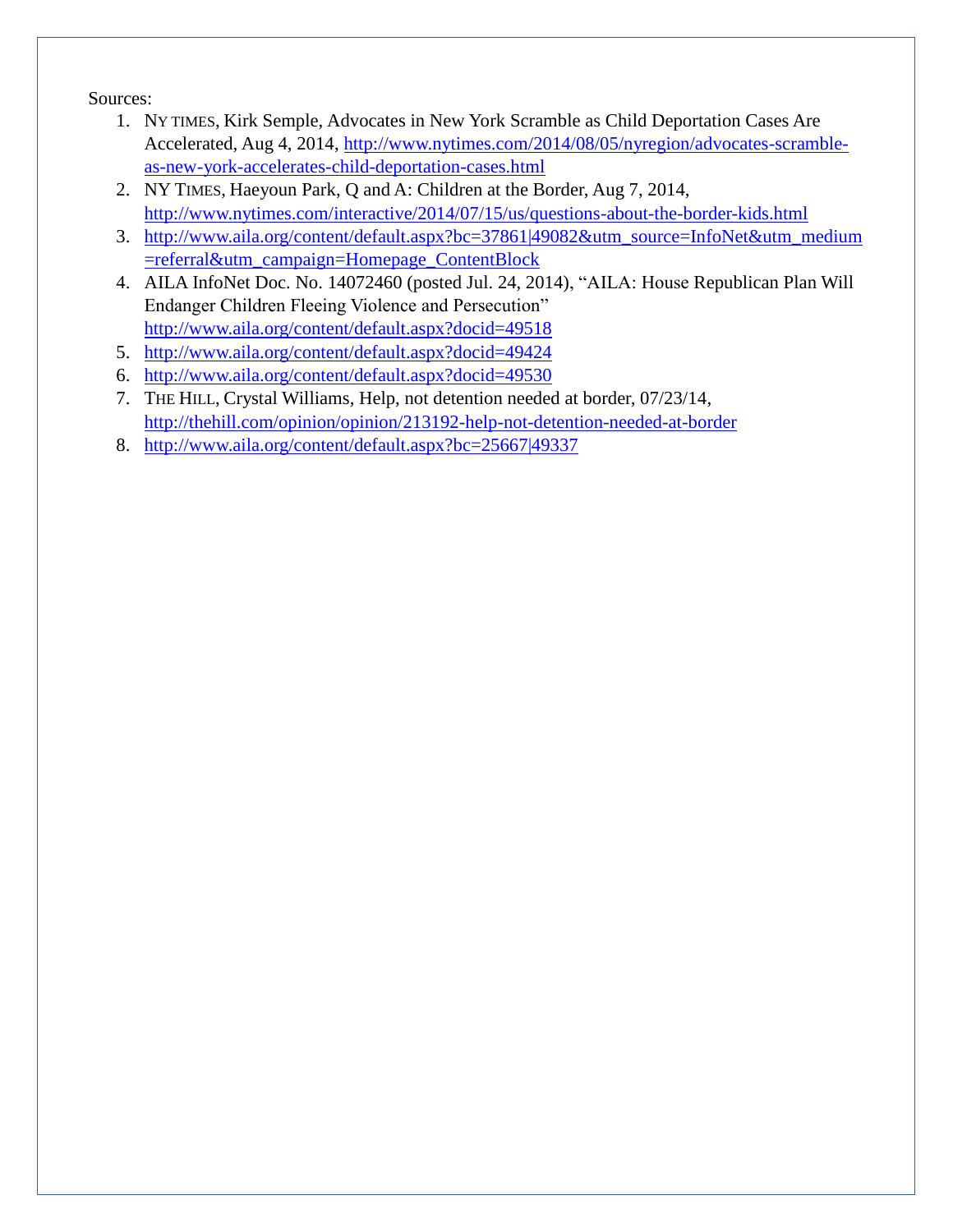Sources:

1. NY TIMES, Kirk Semple, Advocates in New York Scramble as Child Deportation Cases Are Accelerated, Aug 4, 2014, http://www.nytimes.com/2014/08/05/nyregion/advocates-scramble-as-new-york-accelerates-child-deportation-cases.html
2. NY TIMES, Haeyoun Park, Q and A: Children at the Border, Aug 7, 2014, http://www.nytimes.com/interactive/2014/07/15/us/questions-about-the-border-kids.html
3. http://www.aila.org/content/default.aspx?bc=37861|49082&utm_source=InfoNet&utm_medium=referral&utm_campaign=Homepage_ContentBlock
4. AILA InfoNet Doc. No. 14072460 (posted Jul. 24, 2014), "AILA: House Republican Plan Will Endanger Children Fleeing Violence and Persecution" http://www.aila.org/content/default.aspx?docid=49518
5. http://www.aila.org/content/default.aspx?docid=49424
6. http://www.aila.org/content/default.aspx?docid=49530
7. THE HILL, Crystal Williams, Help, not detention needed at border, 07/23/14, http://thehill.com/opinion/opinion/213192-help-not-detention-needed-at-border
8. http://www.aila.org/content/default.aspx?bc=25667|49337